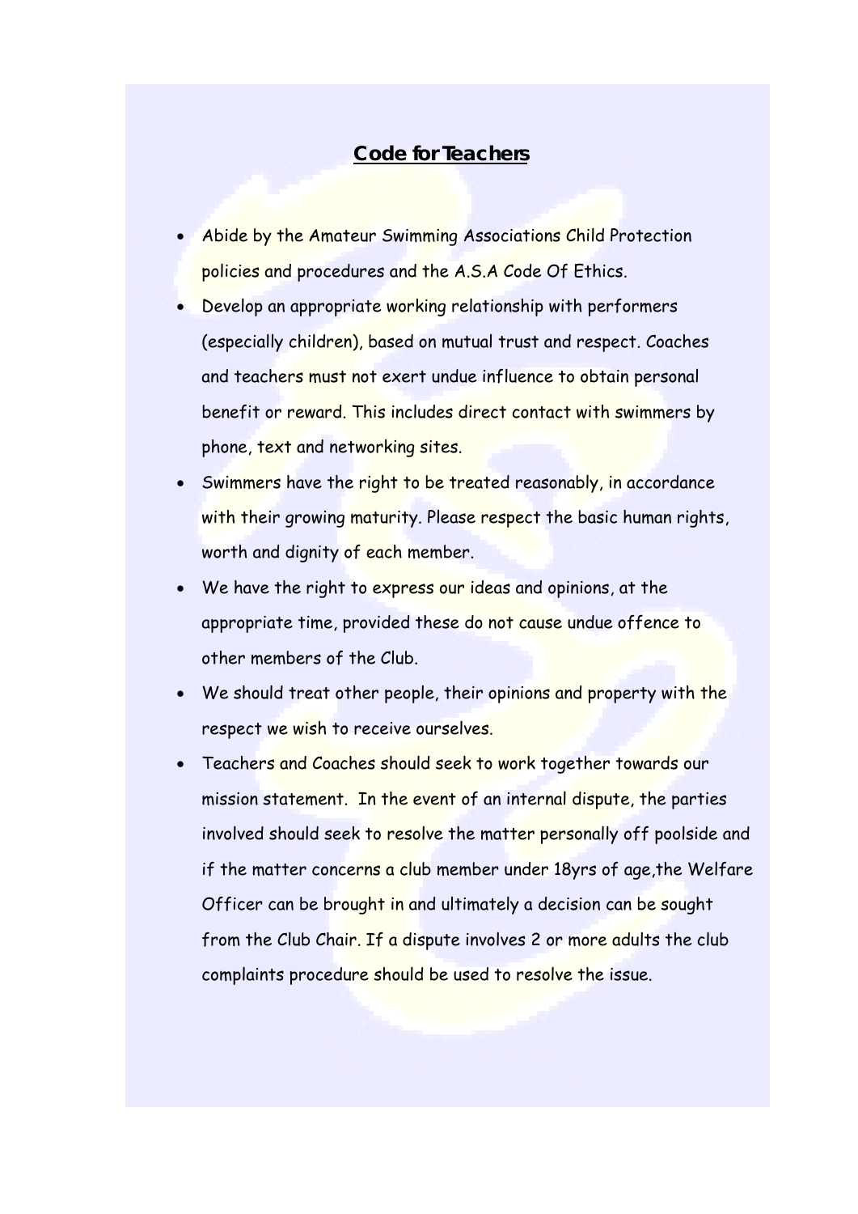## Code for Teachers

- Abide by the Amateur Swimming Associations Child Protection policies and procedures and the A.S.A Code Of Ethics.
- Develop an appropriate working relationship with performers (especially children), based on mutual trust and respect. Coaches and teachers must not exert undue influence to obtain personal benefit or reward. This includes direct contact with swimmers by phone, text and networking sites.
- Swimmers have the right to be treated reasonably, in accordance with their growing maturity. Please respect the basic human rights, worth and dignity of each member.
- We have the right to express our ideas and opinions, at the appropriate time, provided these do not cause undue offence to other members of the Club.
- We should treat other people, their opinions and property with the respect we wish to receive ourselves.
- Teachers and Coaches should seek to work together towards our mission statement. In the event of an internal dispute, the parties involved should seek to resolve the matter personally off poolside and if the matter concerns a club member under 18yrs of age,the Welfare Officer can be brought in and ultimately a decision can be sought from the Club Chair. If a dispute involves 2 or more adults the club complaints procedure should be used to resolve the issue.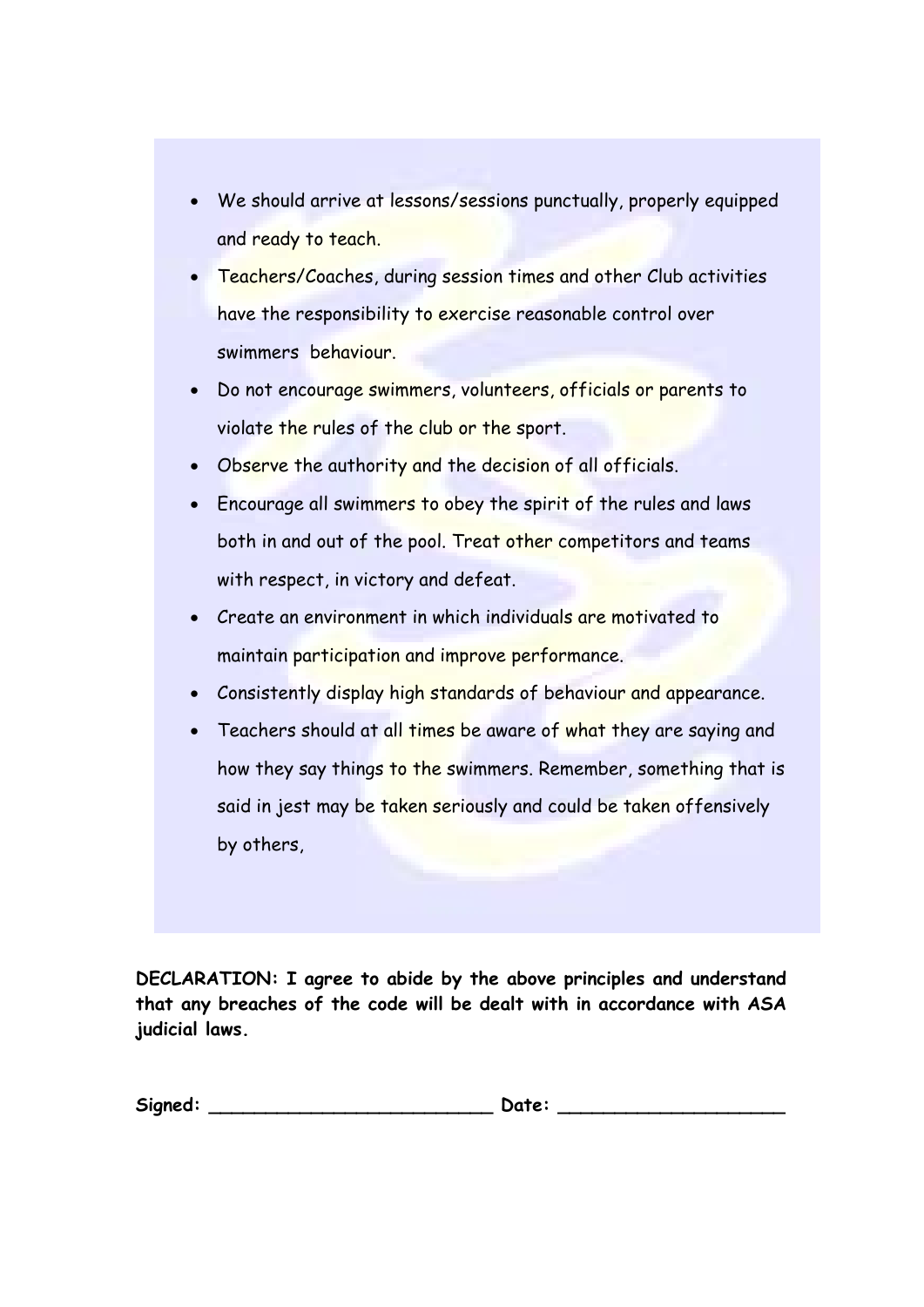- We should arrive at lessons/sessions punctually, properly equipped and ready to teach.
- Teachers/Coaches, during session times and other Club activities have the responsibility to exercise reasonable control over swimmers behaviour.
- Do not encourage swimmers, volunteers, officials or parents to violate the rules of the club or the sport.
- Observe the authority and the decision of all officials.
- Encourage all swimmers to obey the spirit of the rules and laws both in and out of the pool. Treat other competitors and teams with respect, in victory and defeat.
- Create an environment in which individuals are motivated to maintain participation and improve performance.
- Consistently display high standards of behaviour and appearance.
- Teachers should at all times be aware of what they are saying and how they say things to the swimmers. Remember, something that is said in jest may be taken seriously and could be taken offensively by others,

**DECLARATION: I agree to abide by the above principles and understand that any breaches of the code will be dealt with in accordance with ASA judicial laws.**

**Signed: ___________________________ Date: _____________________**